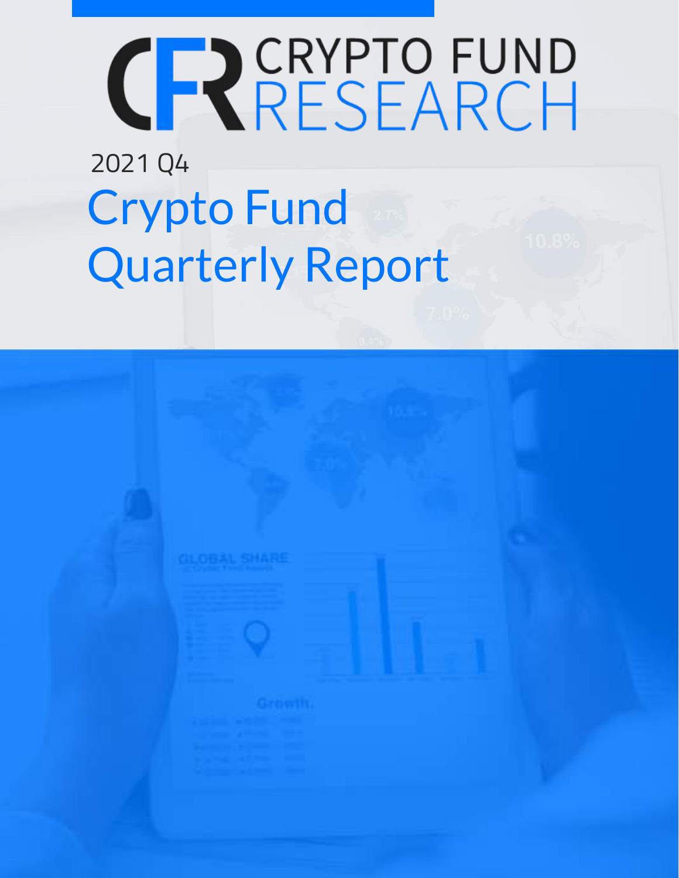# CRYPTO FUND RESEARCH

2021 Q4

# Crypto Fund Quarterly Report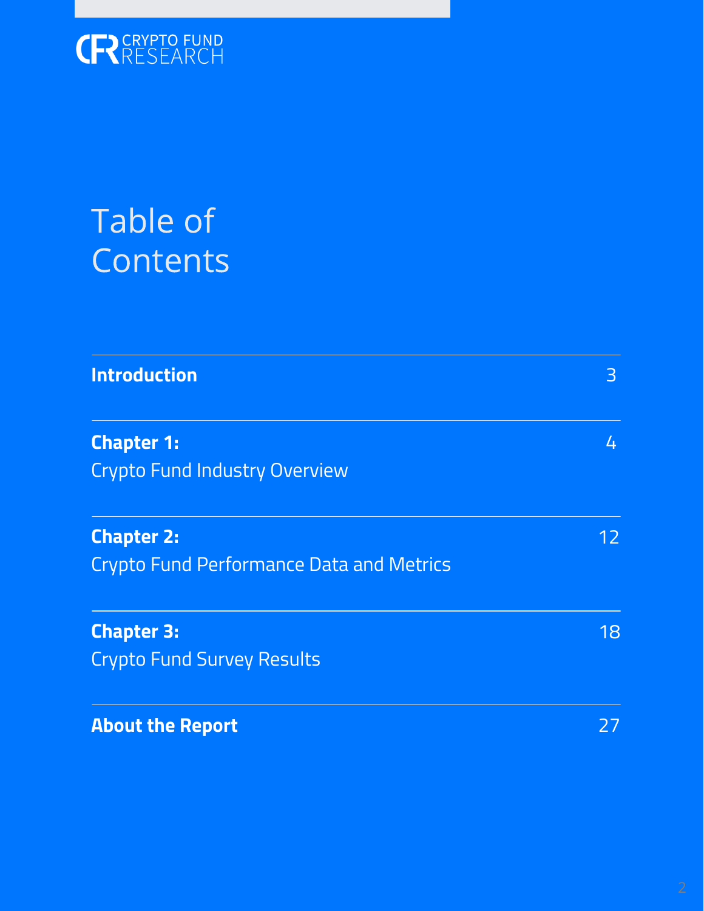# Table of Contents

| | |
|---|---|
| **Introduction** | 3 |
| **Chapter 1:** Crypto Fund Industry Overview | 4 |
| **Chapter 2:** Crypto Fund Performance Data and Metrics | 12 |
| **Chapter 3:** Crypto Fund Survey Results | 18 |
| **About the Report** | 27 |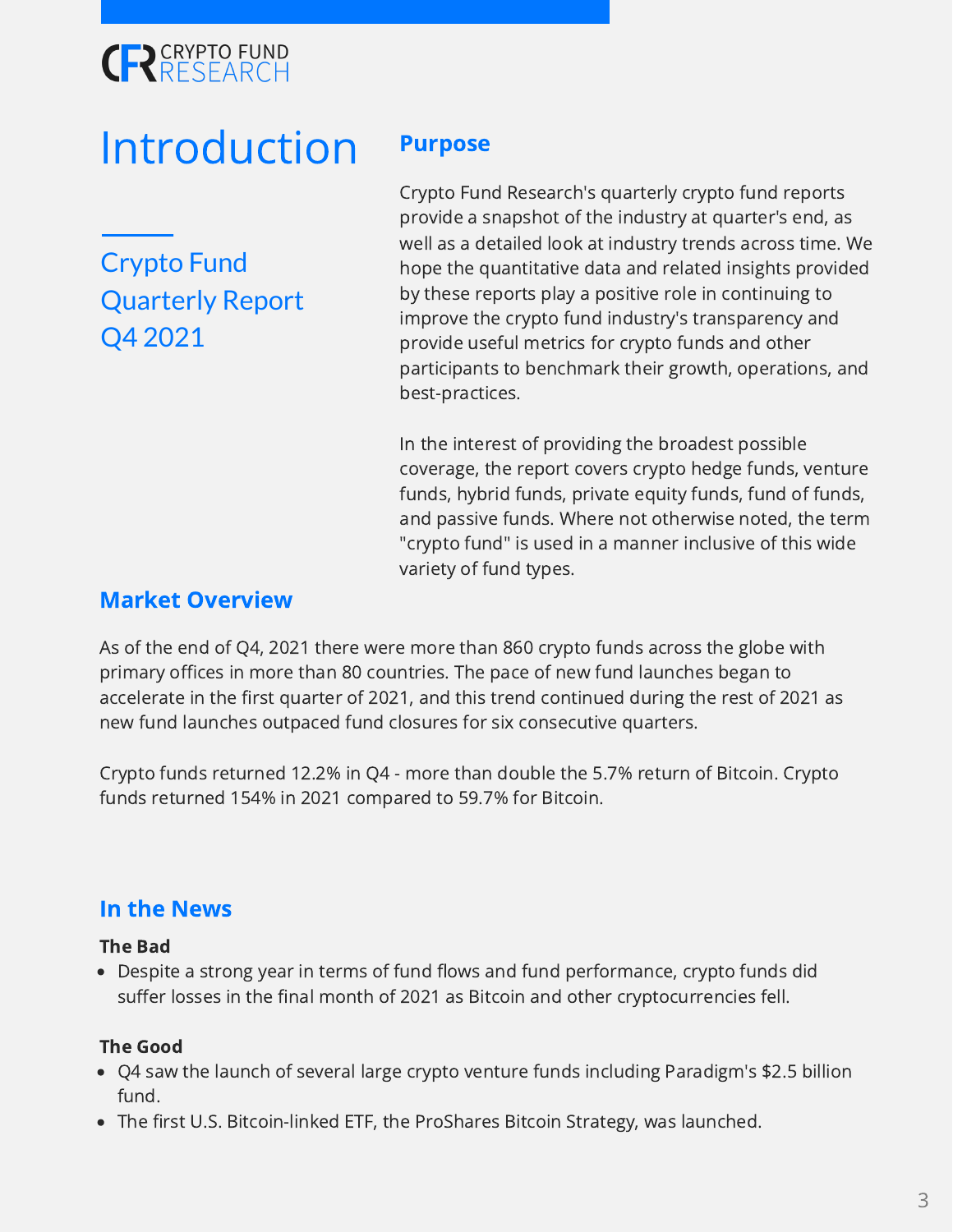CRYPTO FUND RESEARCH

# Introduction

Crypto Fund Quarterly Report Q4 2021

## Purpose

Crypto Fund Research's quarterly crypto fund reports provide a snapshot of the industry at quarter's end, as well as a detailed look at industry trends across time. We hope the quantitative data and related insights provided by these reports play a positive role in continuing to improve the crypto fund industry's transparency and provide useful metrics for crypto funds and other participants to benchmark their growth, operations, and best-practices.

In the interest of providing the broadest possible coverage, the report covers crypto hedge funds, venture funds, hybrid funds, private equity funds, fund of funds, and passive funds. Where not otherwise noted, the term "crypto fund" is used in a manner inclusive of this wide variety of fund types.

## Market Overview

As of the end of Q4, 2021 there were more than 860 crypto funds across the globe with primary offices in more than 80 countries. The pace of new fund launches began to accelerate in the first quarter of 2021, and this trend continued during the rest of 2021 as new fund launches outpaced fund closures for six consecutive quarters.

Crypto funds returned 12.2% in Q4 - more than double the 5.7% return of Bitcoin. Crypto funds returned 154% in 2021 compared to 59.7% for Bitcoin.

## In the News

**The Bad**

- Despite a strong year in terms of fund flows and fund performance, crypto funds did suffer losses in the final month of 2021 as Bitcoin and other cryptocurrencies fell.

**The Good**

- Q4 saw the launch of several large crypto venture funds including Paradigm's $2.5 billion fund.
- The first U.S. Bitcoin-linked ETF, the ProShares Bitcoin Strategy, was launched.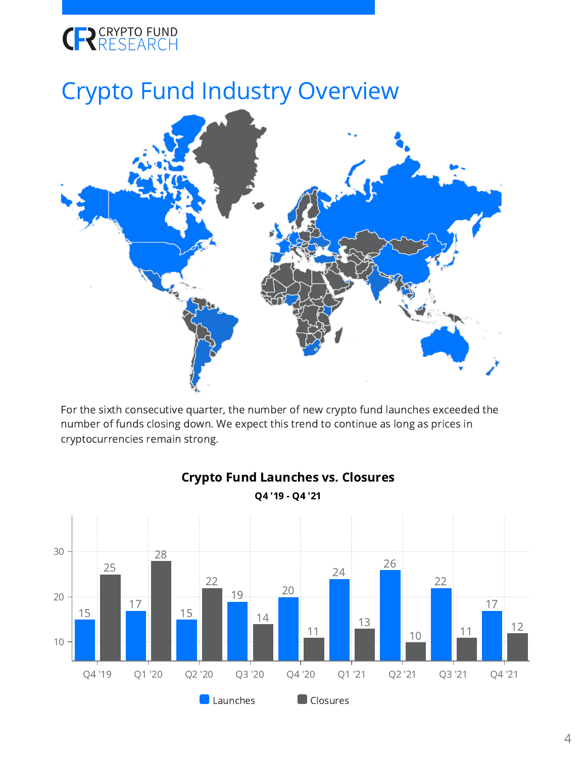# Crypto Fund Industry Overview

For the sixth consecutive quarter, the number of new crypto fund launches exceeded the number of funds closing down. We expect this trend to continue as long as prices in cryptocurrencies remain strong.

**Crypto Fund Launches vs. Closures**

**Q4 '19 - Q4 '21**

| Quarter | Launches | Closures |
|---|---|---|
| Q4 '19 | 15 | 25 |
| Q1 '20 | 17 | 28 |
| Q2 '20 | 15 | 22 |
| Q3 '20 | 19 | 14 |
| Q4 '20 | 20 | 11 |
| Q1 '21 | 24 | 13 |
| Q2 '21 | 26 | 10 |
| Q3 '21 | 22 | 11 |
| Q4 '21 | 17 | 12 |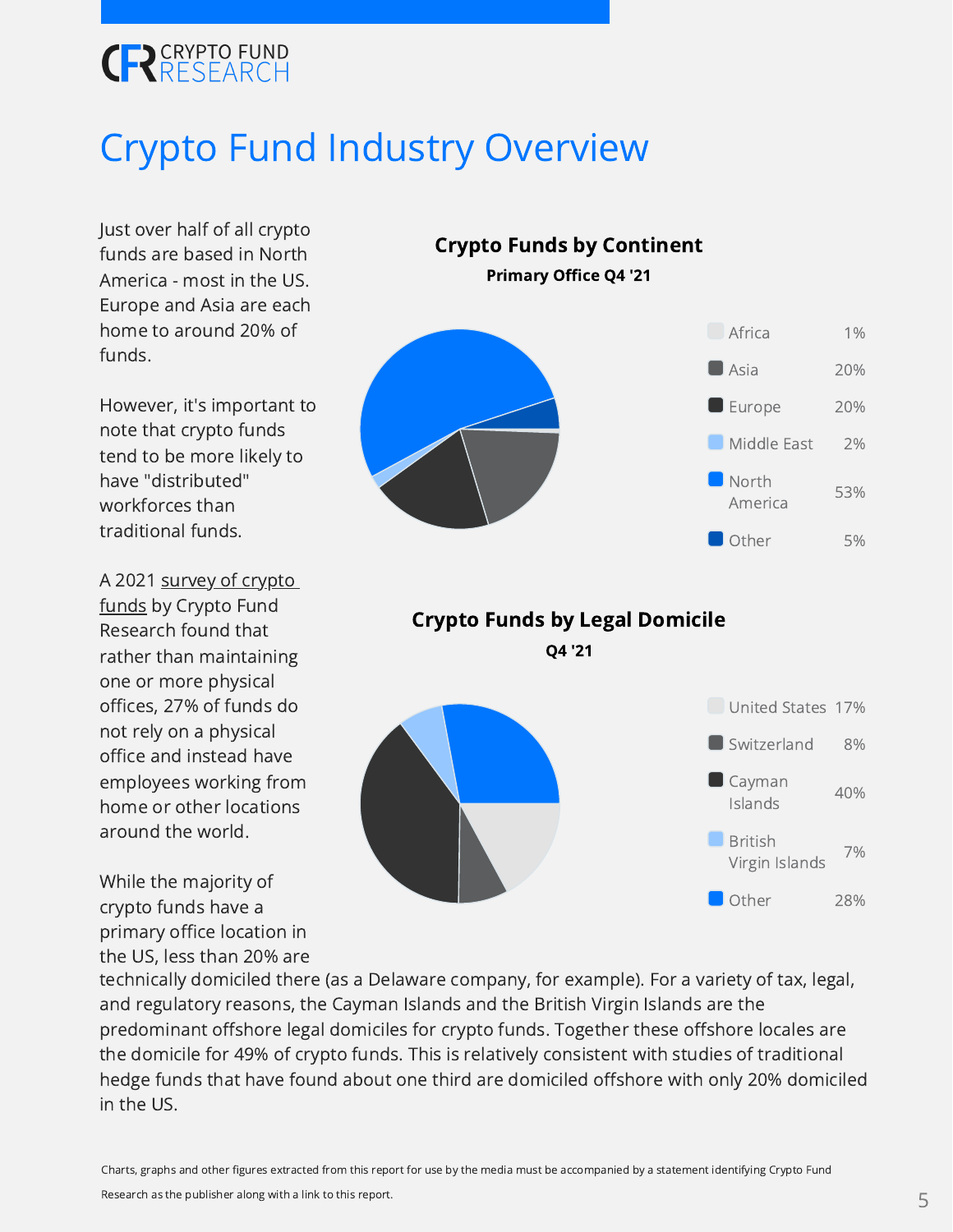# Crypto Fund Industry Overview

Just over half of all crypto funds are based in North America - most in the US. Europe and Asia are each home to around 20% of funds.

However, it's important to note that crypto funds tend to be more likely to have "distributed" workforces than traditional funds.

A 2021 survey of crypto funds by Crypto Fund Research found that rather than maintaining one or more physical offices, 27% of funds do not rely on a physical office and instead have employees working from home or other locations around the world.

While the majority of crypto funds have a primary office location in the US, less than 20% are technically domiciled there (as a Delaware company, for example). For a variety of tax, legal, and regulatory reasons, the Cayman Islands and the British Virgin Islands are the predominant offshore legal domiciles for crypto funds. Together these offshore locales are the domicile for 49% of crypto funds. This is relatively consistent with studies of traditional hedge funds that have found about one third are domiciled offshore with only 20% domiciled in the US.

**Crypto Funds by Continent**

**Primary Office Q4 '21**

| Continent | Share |
|---|---|
| Africa | 1% |
| Asia | 20% |
| Europe | 20% |
| Middle East | 2% |
| North America | 53% |
| Other | 5% |

**Crypto Funds by Legal Domicile**

**Q4 '21**

| Domicile | Share |
|---|---|
| United States | 17% |
| Switzerland | 8% |
| Cayman Islands | 40% |
| British Virgin Islands | 7% |
| Other | 28% |

Charts, graphs and other figures extracted from this report for use by the media must be accompanied by a statement identifying Crypto Fund Research as the publisher along with a link to this report.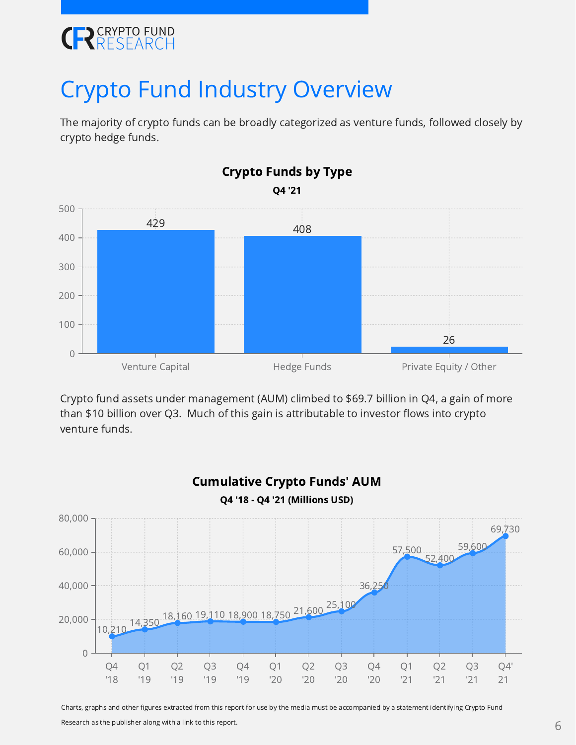# Crypto Fund Industry Overview

The majority of crypto funds can be broadly categorized as venture funds, followed closely by crypto hedge funds.

**Crypto Funds by Type**

**Q4 '21**

| Type | Count |
| --- | --- |
| Venture Capital | 429 |
| Hedge Funds | 408 |
| Private Equity / Other | 26 |

Crypto fund assets under management (AUM) climbed to $69.7 billion in Q4, a gain of more than $10 billion over Q3. Much of this gain is attributable to investor flows into crypto venture funds.

**Cumulative Crypto Funds' AUM**

**Q4 '18 - Q4 '21 (Millions USD)**

| Quarter | AUM |
| --- | --- |
| Q4 '18 | 10,210 |
| Q1 '19 | 14,350 |
| Q2 '19 | 18,160 |
| Q3 '19 | 19,110 |
| Q4 '19 | 18,900 |
| Q1 '20 | 18,750 |
| Q2 '20 | 21,600 |
| Q3 '20 | 25,100 |
| Q4 '20 | 36,250 |
| Q1 '21 | 57,500 |
| Q2 '21 | 52,400 |
| Q3 '21 | 59,600 |
| Q4' 21 | 69,730 |

Charts, graphs and other figures extracted from this report for use by the media must be accompanied by a statement identifying Crypto Fund Research as the publisher along with a link to this report.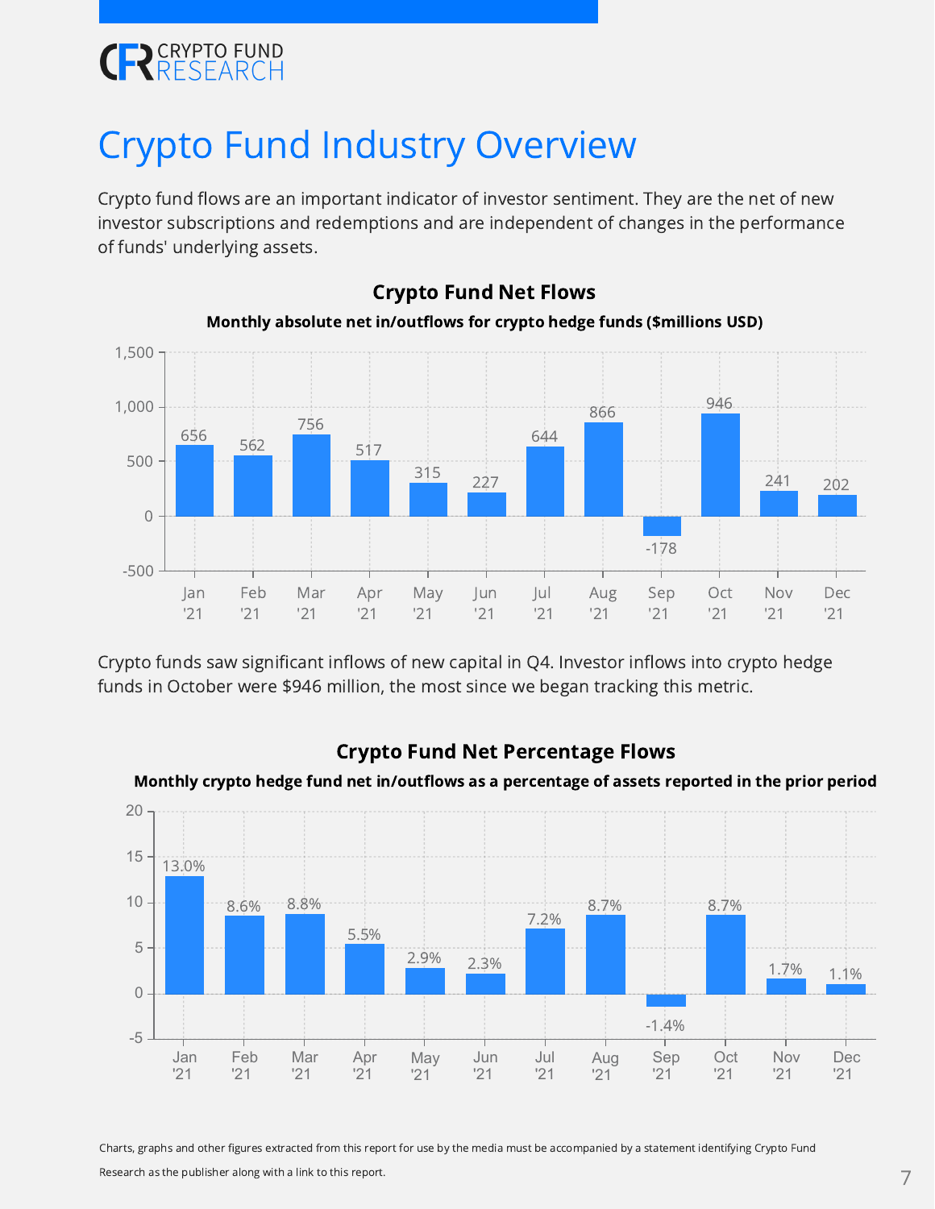# Crypto Fund Industry Overview

Crypto fund flows are an important indicator of investor sentiment. They are the net of new investor subscriptions and redemptions and are independent of changes in the performance of funds' underlying assets.

**Crypto Fund Net Flows**

**Monthly absolute net in/outflows for crypto hedge funds ($millions USD)**

| Month | Net Flows ($M) |
| --- | --- |
| Jan '21 | 656 |
| Feb '21 | 562 |
| Mar '21 | 756 |
| Apr '21 | 517 |
| May '21 | 315 |
| Jun '21 | 227 |
| Jul '21 | 644 |
| Aug '21 | 866 |
| Sep '21 | -178 |
| Oct '21 | 946 |
| Nov '21 | 241 |
| Dec '21 | 202 |

Crypto funds saw significant inflows of new capital in Q4. Investor inflows into crypto hedge funds in October were $946 million, the most since we began tracking this metric.

**Crypto Fund Net Percentage Flows**

**Monthly crypto hedge fund net in/outflows as a percentage of assets reported in the prior period**

| Month | Net Flows (%) |
| --- | --- |
| Jan '21 | 13.0% |
| Feb '21 | 8.6% |
| Mar '21 | 8.8% |
| Apr '21 | 5.5% |
| May '21 | 2.9% |
| Jun '21 | 2.3% |
| Jul '21 | 7.2% |
| Aug '21 | 8.7% |
| Sep '21 | -1.4% |
| Oct '21 | 8.7% |
| Nov '21 | 1.7% |
| Dec '21 | 1.1% |

Charts, graphs and other figures extracted from this report for use by the media must be accompanied by a statement identifying Crypto Fund Research as the publisher along with a link to this report.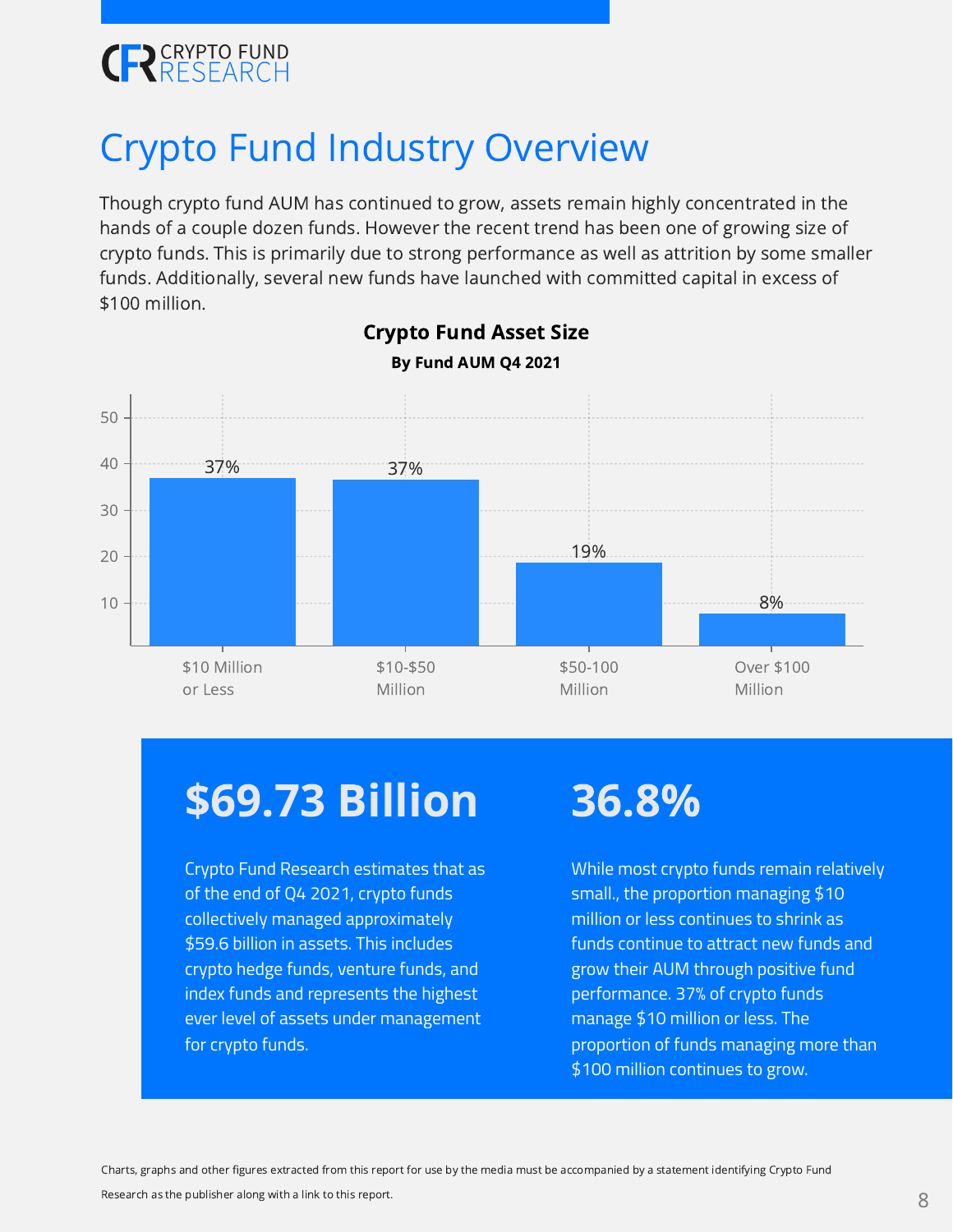# Crypto Fund Industry Overview

Though crypto fund AUM has continued to grow, assets remain highly concentrated in the hands of a couple dozen funds. However the recent trend has been one of growing size of crypto funds. This is primarily due to strong performance as well as attrition by some smaller funds. Additionally, several new funds have launched with committed capital in excess of $100 million.

**Crypto Fund Asset Size**

**By Fund AUM Q4 2021**

| Fund AUM | Share of Funds |
| --- | --- |
| $10 Million or Less | 37% |
| $10-$50 Million | 37% |
| $50-100 Million | 19% |
| Over $100 Million | 8% |

## $69.73 Billion

Crypto Fund Research estimates that as of the end of Q4 2021, crypto funds collectively managed approximately $59.6 billion in assets. This includes crypto hedge funds, venture funds, and index funds and represents the highest ever level of assets under management for crypto funds.

## 36.8%

While most crypto funds remain relatively small., the proportion managing $10 million or less continues to shrink as funds continue to attract new funds and grow their AUM through positive fund performance. 37% of crypto funds manage $10 million or less. The proportion of funds managing more than $100 million continues to grow.

Charts, graphs and other figures extracted from this report for use by the media must be accompanied by a statement identifying Crypto Fund Research as the publisher along with a link to this report.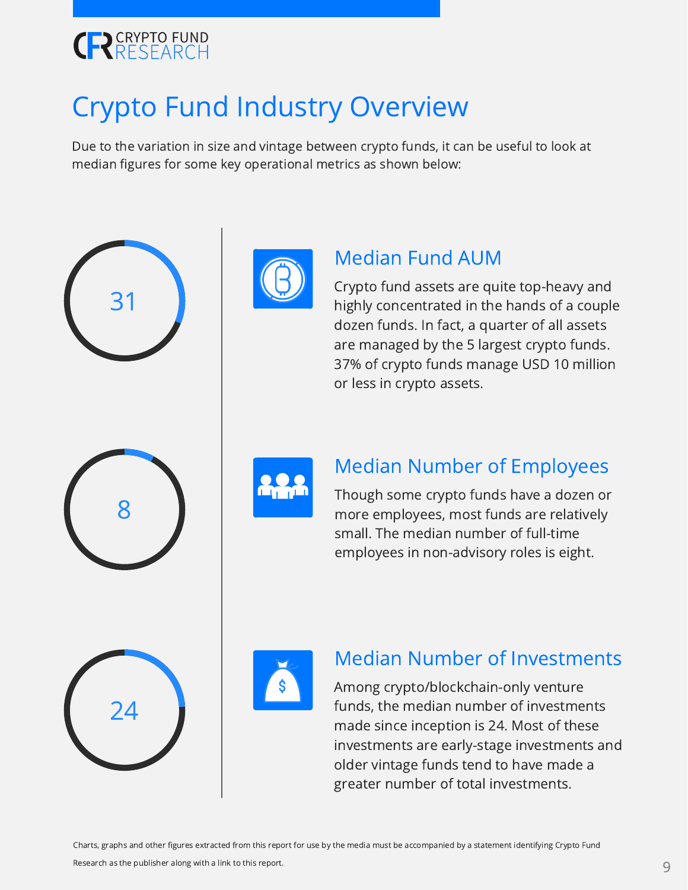# Crypto Fund Industry Overview

Due to the variation in size and vintage between crypto funds, it can be useful to look at median figures for some key operational metrics as shown below:

31

## Median Fund AUM

Crypto fund assets are quite top-heavy and highly concentrated in the hands of a couple dozen funds. In fact, a quarter of all assets are managed by the 5 largest crypto funds. 37% of crypto funds manage USD 10 million or less in crypto assets.

8

## Median Number of Employees

Though some crypto funds have a dozen or more employees, most funds are relatively small. The median number of full-time employees in non-advisory roles is eight.

24

## Median Number of Investments

Among crypto/blockchain-only venture funds, the median number of investments made since inception is 24. Most of these investments are early-stage investments and older vintage funds tend to have made a greater number of total investments.

Charts, graphs and other figures extracted from this report for use by the media must be accompanied by a statement identifying Crypto Fund Research as the publisher along with a link to this report.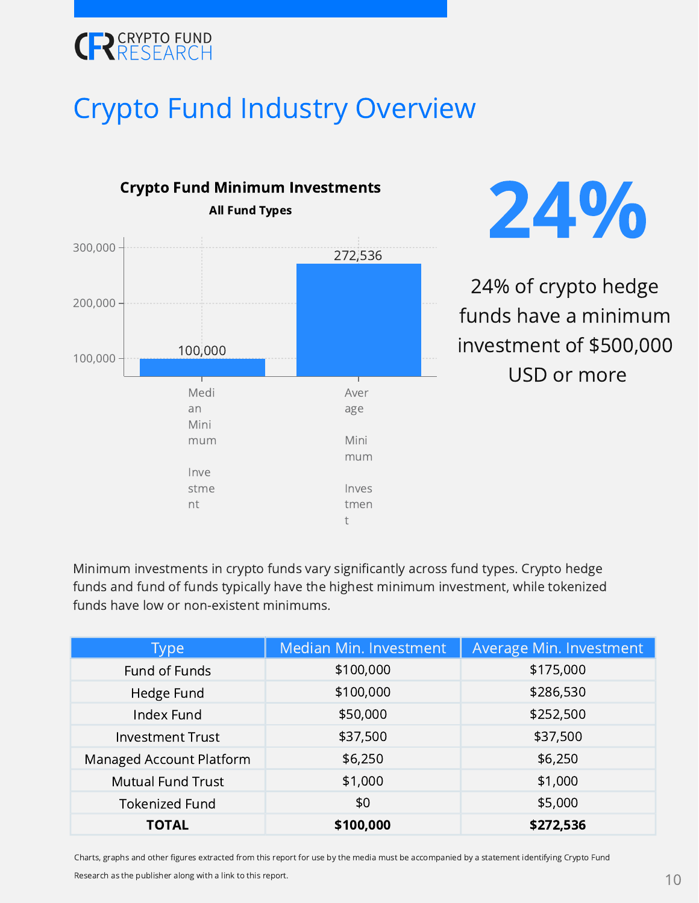# Crypto Fund Industry Overview

**Crypto Fund Minimum Investments**

**All Fund Types**

| | Value |
|---|---|
| Median Minimum Investment | 100,000 |
| Average Minimum Investment | 272,536 |

**24%**

24% of crypto hedge funds have a minimum investment of $500,000 USD or more

Minimum investments in crypto funds vary significantly across fund types. Crypto hedge funds and fund of funds typically have the highest minimum investment, while tokenized funds have low or non-existent minimums.

| Type | Median Min. Investment | Average Min. Investment |
|---|---|---|
| Fund of Funds | $100,000 | $175,000 |
| Hedge Fund | $100,000 | $286,530 |
| Index Fund | $50,000 | $252,500 |
| Investment Trust | $37,500 | $37,500 |
| Managed Account Platform | $6,250 | $6,250 |
| Mutual Fund Trust | $1,000 | $1,000 |
| Tokenized Fund | $0 | $5,000 |
| **TOTAL** | **$100,000** | **$272,536** |

Charts, graphs and other figures extracted from this report for use by the media must be accompanied by a statement identifying Crypto Fund Research as the publisher along with a link to this report.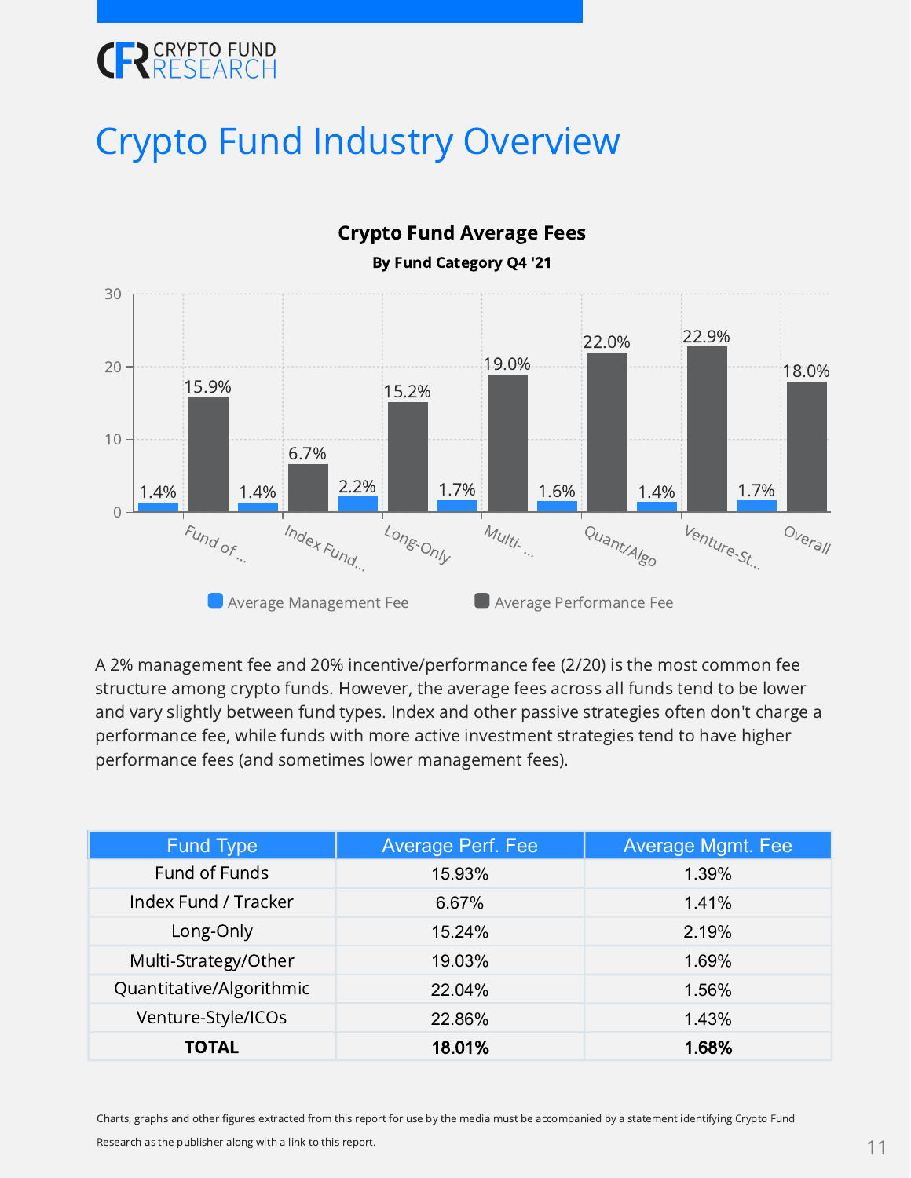# Crypto Fund Industry Overview

**Crypto Fund Average Fees**

**By Fund Category Q4 '21**

| Category | Average Management Fee | Average Performance Fee |
|---|---|---|
| Fund of ... | 1.4% | 15.9% |
| Index Fund... | 1.4% | 6.7% |
| Long-Only | 2.2% | 15.2% |
| Multi- ... | 1.7% | 19.0% |
| Quant/Algo | 1.6% | 22.0% |
| Venture-St... | 1.4% | 22.9% |
| Overall | 1.7% | 18.0% |

A 2% management fee and 20% incentive/performance fee (2/20) is the most common fee structure among crypto funds. However, the average fees across all funds tend to be lower and vary slightly between fund types. Index and other passive strategies often don't charge a performance fee, while funds with more active investment strategies tend to have higher performance fees (and sometimes lower management fees).

| Fund Type | Average Perf. Fee | Average Mgmt. Fee |
|---|---|---|
| Fund of Funds | 15.93% | 1.39% |
| Index Fund / Tracker | 6.67% | 1.41% |
| Long-Only | 15.24% | 2.19% |
| Multi-Strategy/Other | 19.03% | 1.69% |
| Quantitative/Algorithmic | 22.04% | 1.56% |
| Venture-Style/ICOs | 22.86% | 1.43% |
| **TOTAL** | **18.01%** | **1.68%** |

Charts, graphs and other figures extracted from this report for use by the media must be accompanied by a statement identifying Crypto Fund Research as the publisher along with a link to this report.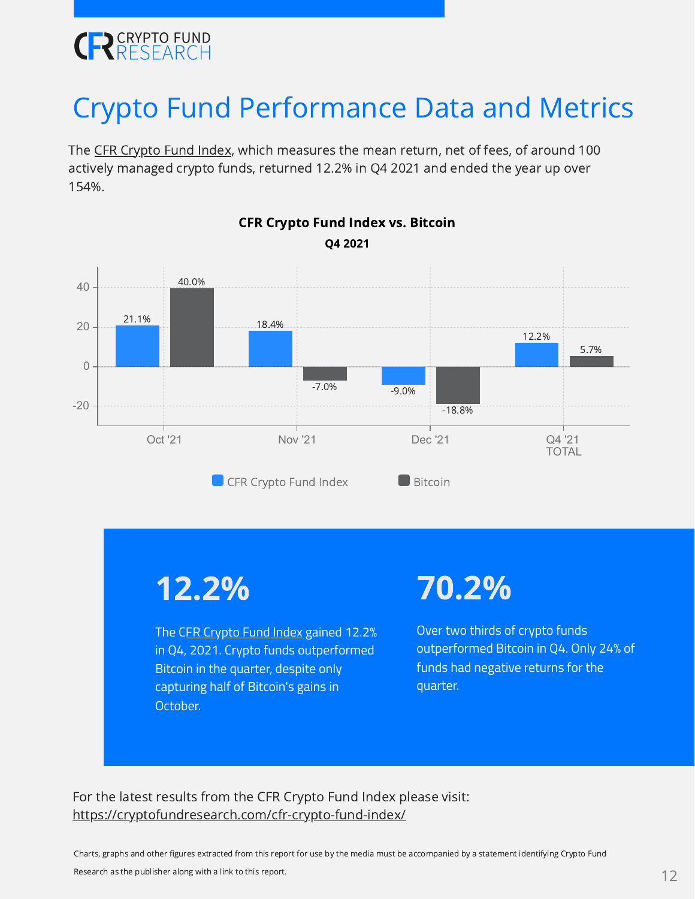# Crypto Fund Performance Data and Metrics

The CFR Crypto Fund Index, which measures the mean return, net of fees, of around 100 actively managed crypto funds, returned 12.2% in Q4 2021 and ended the year up over 154%.

**CFR Crypto Fund Index vs. Bitcoin**

**Q4 2021**

| | CFR Crypto Fund Index | Bitcoin |
|---|---|---|
| Oct '21 | 21.1% | 40.0% |
| Nov '21 | 18.4% | -7.0% |
| Dec '21 | -9.0% | -18.8% |
| Q4 '21 TOTAL | 12.2% | 5.7% |

**12.2%**

The CFR Crypto Fund Index gained 12.2% in Q4, 2021. Crypto funds outperformed Bitcoin in the quarter, despite only capturing half of Bitcoin's gains in October.

**70.2%**

Over two thirds of crypto funds outperformed Bitcoin in Q4. Only 24% of funds had negative returns for the quarter.

For the latest results from the CFR Crypto Fund Index please visit: https://cryptofundresearch.com/cfr-crypto-fund-index/

Charts, graphs and other figures extracted from this report for use by the media must be accompanied by a statement identifying Crypto Fund Research as the publisher along with a link to this report.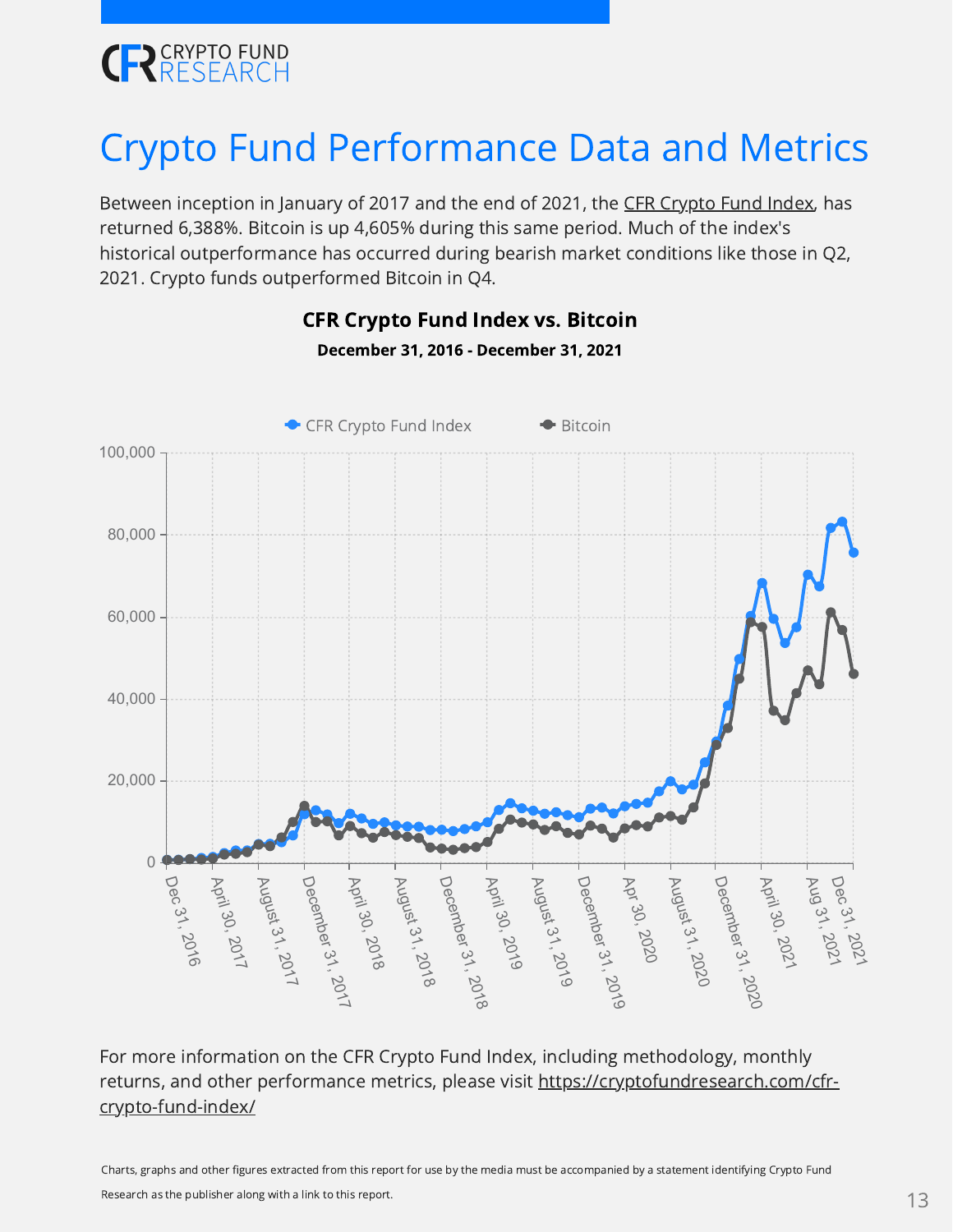# Crypto Fund Performance Data and Metrics

Between inception in January of 2017 and the end of 2021, the CFR Crypto Fund Index, has returned 6,388%. Bitcoin is up 4,605% during this same period. Much of the index's historical outperformance has occurred during bearish market conditions like those in Q2, 2021. Crypto funds outperformed Bitcoin in Q4.

**CFR Crypto Fund Index vs. Bitcoin**

**December 31, 2016 - December 31, 2021**

For more information on the CFR Crypto Fund Index, including methodology, monthly returns, and other performance metrics, please visit https://cryptofundresearch.com/cfr-crypto-fund-index/

Charts, graphs and other figures extracted from this report for use by the media must be accompanied by a statement identifying Crypto Fund Research as the publisher along with a link to this report.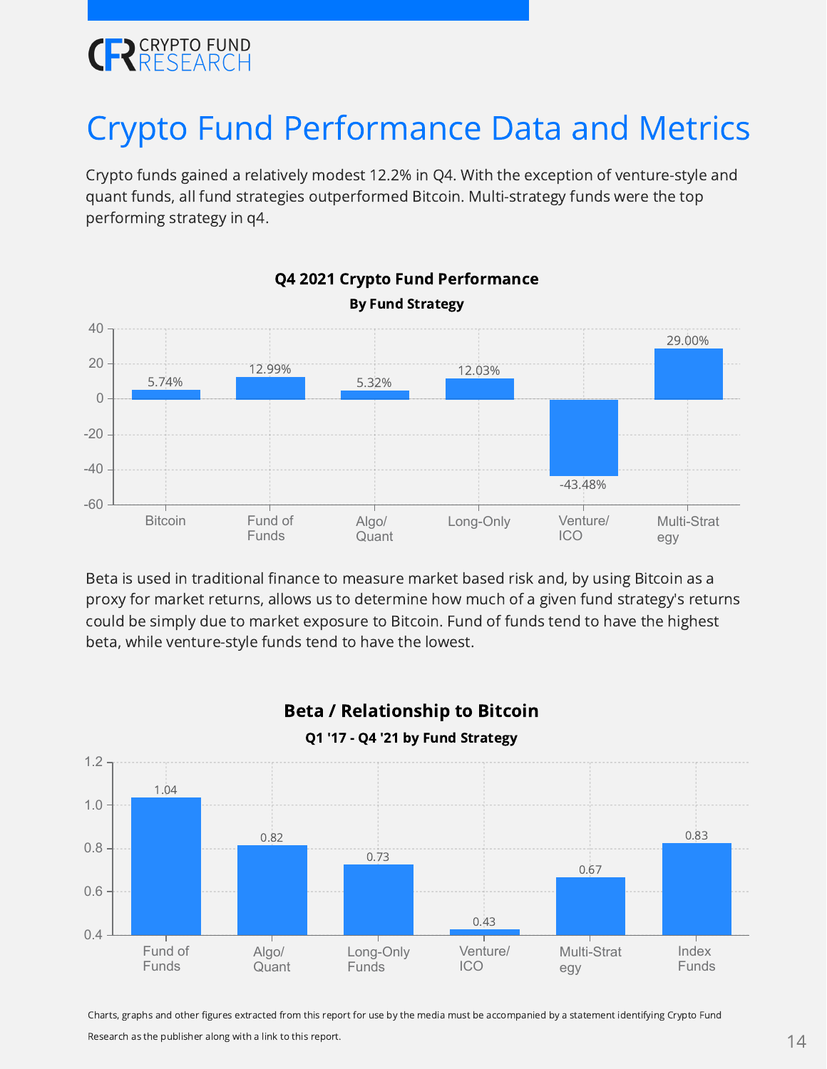# Crypto Fund Performance Data and Metrics

Crypto funds gained a relatively modest 12.2% in Q4. With the exception of venture-style and quant funds, all fund strategies outperformed Bitcoin. Multi-strategy funds were the top performing strategy in q4.

**Q4 2021 Crypto Fund Performance**

**By Fund Strategy**

| Strategy | Performance |
| --- | --- |
| Bitcoin | 5.74% |
| Fund of Funds | 12.99% |
| Algo/ Quant | 5.32% |
| Long-Only | 12.03% |
| Venture/ ICO | -43.48% |
| Multi-Strategy | 29.00% |

Beta is used in traditional finance to measure market based risk and, by using Bitcoin as a proxy for market returns, allows us to determine how much of a given fund strategy's returns could be simply due to market exposure to Bitcoin. Fund of funds tend to have the highest beta, while venture-style funds tend to have the lowest.

**Beta / Relationship to Bitcoin**

**Q1 '17 - Q4 '21 by Fund Strategy**

| Strategy | Beta |
| --- | --- |
| Fund of Funds | 1.04 |
| Algo/ Quant | 0.82 |
| Long-Only Funds | 0.73 |
| Venture/ ICO | 0.43 |
| Multi-Strategy | 0.67 |
| Index Funds | 0.83 |

Charts, graphs and other figures extracted from this report for use by the media must be accompanied by a statement identifying Crypto Fund Research as the publisher along with a link to this report.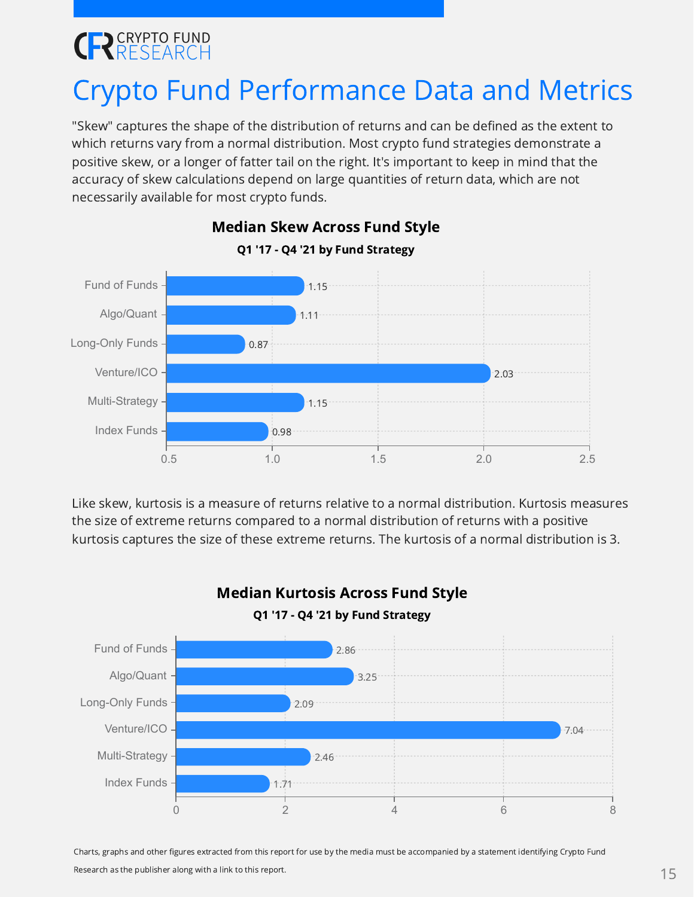# Crypto Fund Performance Data and Metrics

"Skew" captures the shape of the distribution of returns and can be defined as the extent to which returns vary from a normal distribution. Most crypto fund strategies demonstrate a positive skew, or a longer of fatter tail on the right. It's important to keep in mind that the accuracy of skew calculations depend on large quantities of return data, which are not necessarily available for most crypto funds.

**Median Skew Across Fund Style**

**Q1 '17 - Q4 '21 by Fund Strategy**

| Fund Strategy | Median Skew |
|---|---|
| Fund of Funds | 1.15 |
| Algo/Quant | 1.11 |
| Long-Only Funds | 0.87 |
| Venture/ICO | 2.03 |
| Multi-Strategy | 1.15 |
| Index Funds | 0.98 |

Like skew, kurtosis is a measure of returns relative to a normal distribution. Kurtosis measures the size of extreme returns compared to a normal distribution of returns with a positive kurtosis captures the size of these extreme returns. The kurtosis of a normal distribution is 3.

**Median Kurtosis Across Fund Style**

**Q1 '17 - Q4 '21 by Fund Strategy**

| Fund Strategy | Median Kurtosis |
|---|---|
| Fund of Funds | 2.86 |
| Algo/Quant | 3.25 |
| Long-Only Funds | 2.09 |
| Venture/ICO | 7.04 |
| Multi-Strategy | 2.46 |
| Index Funds | 1.71 |

Charts, graphs and other figures extracted from this report for use by the media must be accompanied by a statement identifying Crypto Fund Research as the publisher along with a link to this report.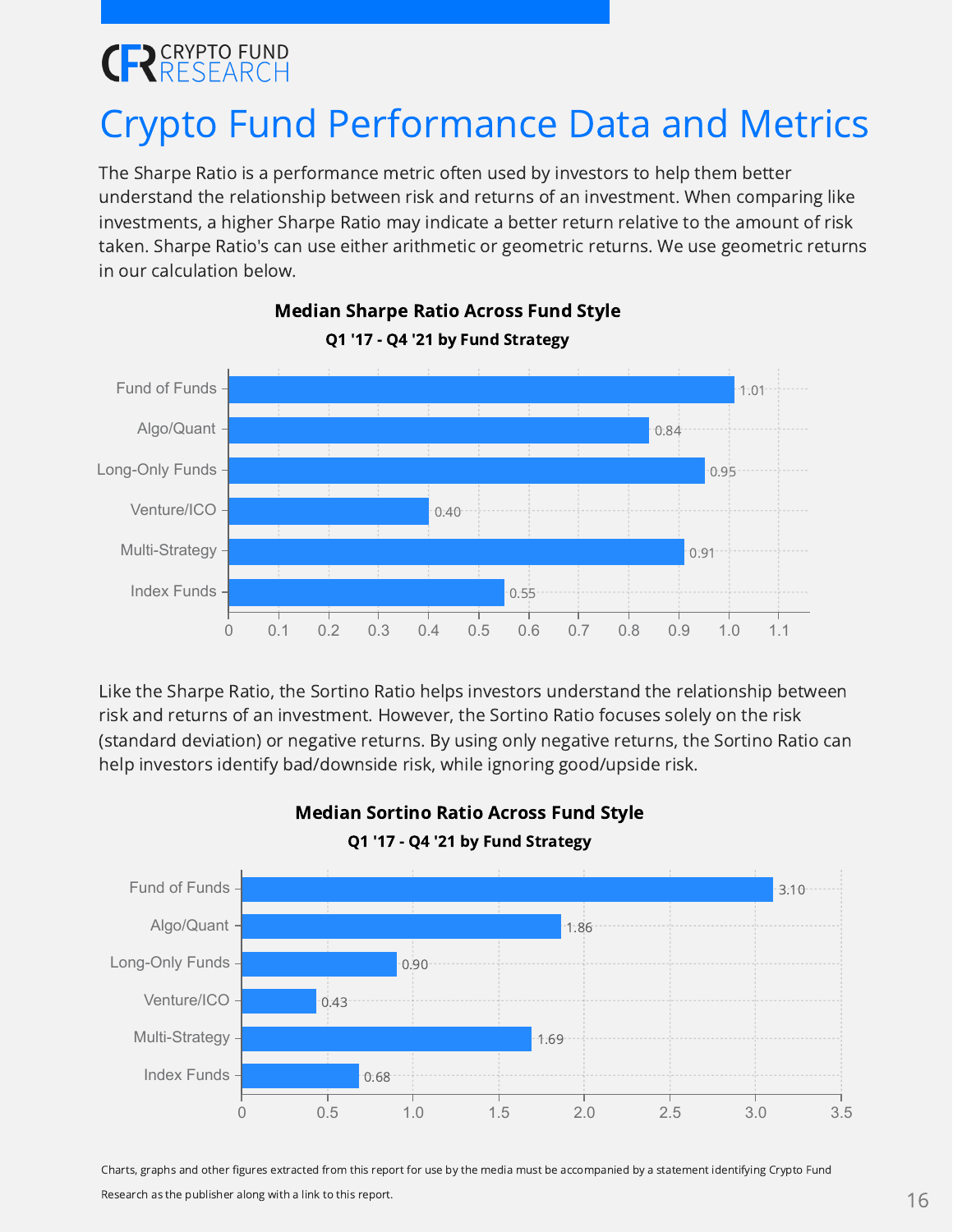# Crypto Fund Performance Data and Metrics

The Sharpe Ratio is a performance metric often used by investors to help them better understand the relationship between risk and returns of an investment. When comparing like investments, a higher Sharpe Ratio may indicate a better return relative to the amount of risk taken. Sharpe Ratio's can use either arithmetic or geometric returns. We use geometric returns in our calculation below.

**Median Sharpe Ratio Across Fund Style**

**Q1 '17 - Q4 '21 by Fund Strategy**

| Fund Strategy | Median Sharpe Ratio |
|---|---|
| Fund of Funds | 1.01 |
| Algo/Quant | 0.84 |
| Long-Only Funds | 0.95 |
| Venture/ICO | 0.40 |
| Multi-Strategy | 0.91 |
| Index Funds | 0.55 |

Like the Sharpe Ratio, the Sortino Ratio helps investors understand the relationship between risk and returns of an investment. However, the Sortino Ratio focuses solely on the risk (standard deviation) or negative returns. By using only negative returns, the Sortino Ratio can help investors identify bad/downside risk, while ignoring good/upside risk.

**Median Sortino Ratio Across Fund Style**

**Q1 '17 - Q4 '21 by Fund Strategy**

| Fund Strategy | Median Sortino Ratio |
|---|---|
| Fund of Funds | 3.10 |
| Algo/Quant | 1.86 |
| Long-Only Funds | 0.90 |
| Venture/ICO | 0.43 |
| Multi-Strategy | 1.69 |
| Index Funds | 0.68 |

Charts, graphs and other figures extracted from this report for use by the media must be accompanied by a statement identifying Crypto Fund Research as the publisher along with a link to this report.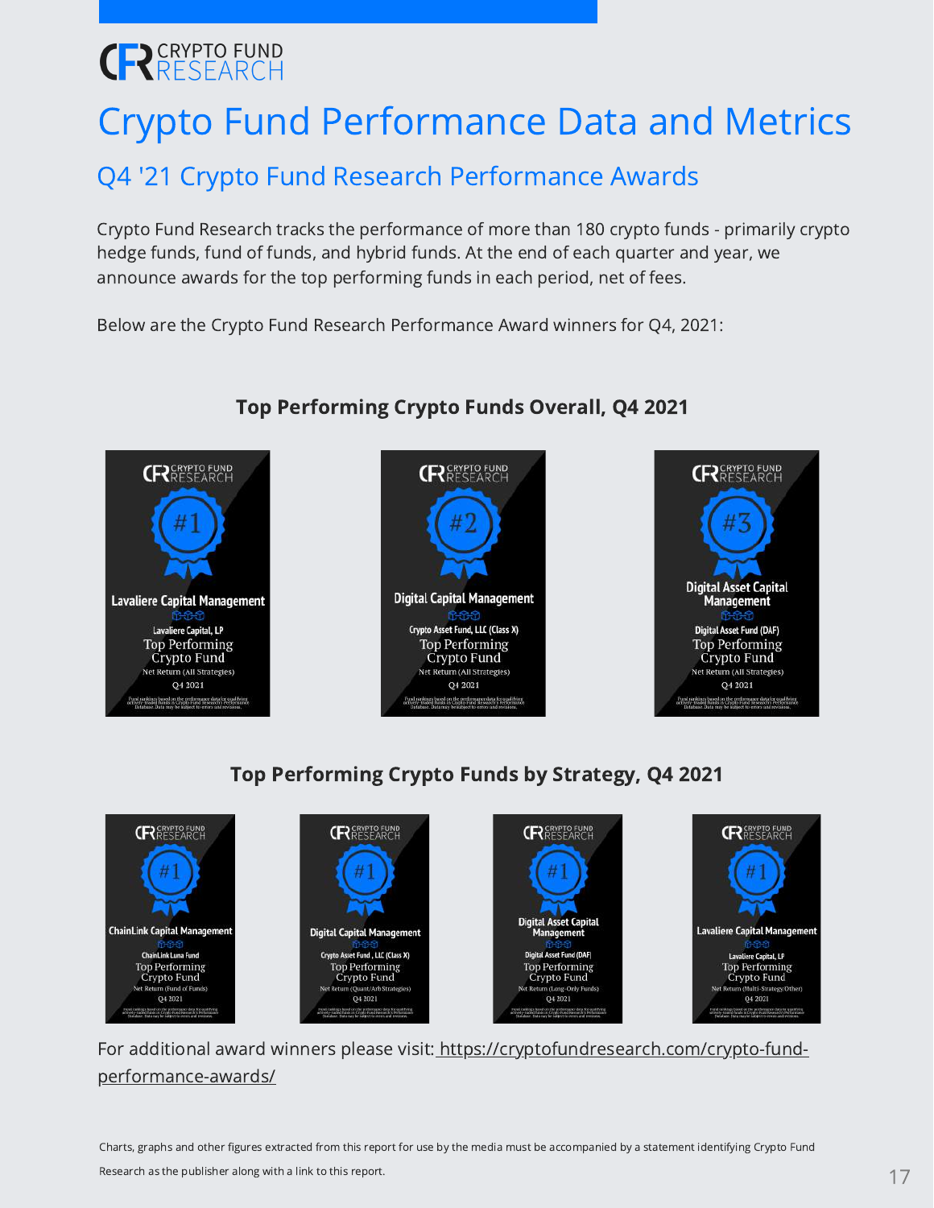# Crypto Fund Performance Data and Metrics

## Q4 '21 Crypto Fund Research Performance Awards

Crypto Fund Research tracks the performance of more than 180 crypto funds - primarily crypto hedge funds, fund of funds, and hybrid funds. At the end of each quarter and year, we announce awards for the top performing funds in each period, net of fees.

Below are the Crypto Fund Research Performance Award winners for Q4, 2021:

### Top Performing Crypto Funds Overall, Q4 2021

**#1**
Lavaliere Capital Management
Lavaliere Capital, LP
Top Performing Crypto Fund
Net Return (All Strategies)
Q4 2021

**#2**
Digital Capital Management
Crypto Asset Fund, LLC (Class X)
Top Performing Crypto Fund
Net Return (All Strategies)
Q4 2021

**#3**
Digital Asset Capital Management
Digital Asset Fund (DAF)
Top Performing Crypto Fund
Net Return (All Strategies)
Q4 2021

### Top Performing Crypto Funds by Strategy, Q4 2021

**#1**
ChainLink Capital Management
ChainLink Luna Fund
Top Performing Crypto Fund
Net Return (Fund of Funds)
Q4 2021

**#1**
Digital Capital Management
Crypto Asset Fund, LLC (Class X)
Top Performing Crypto Fund
Net Return (Quant/Arb Strategies)
Q4 2021

**#1**
Digital Asset Capital Management
Digital Asset Fund (DAF)
Top Performing Crypto Fund
Net Return (Long-Only Funds)
Q4 2021

**#1**
Lavaliere Capital Management
Lavaliere Capital, LP
Top Performing Crypto Fund
Net Return (Multi-Strategy/Other)
Q4 2021

For additional award winners please visit: https://cryptofundresearch.com/crypto-fund-performance-awards/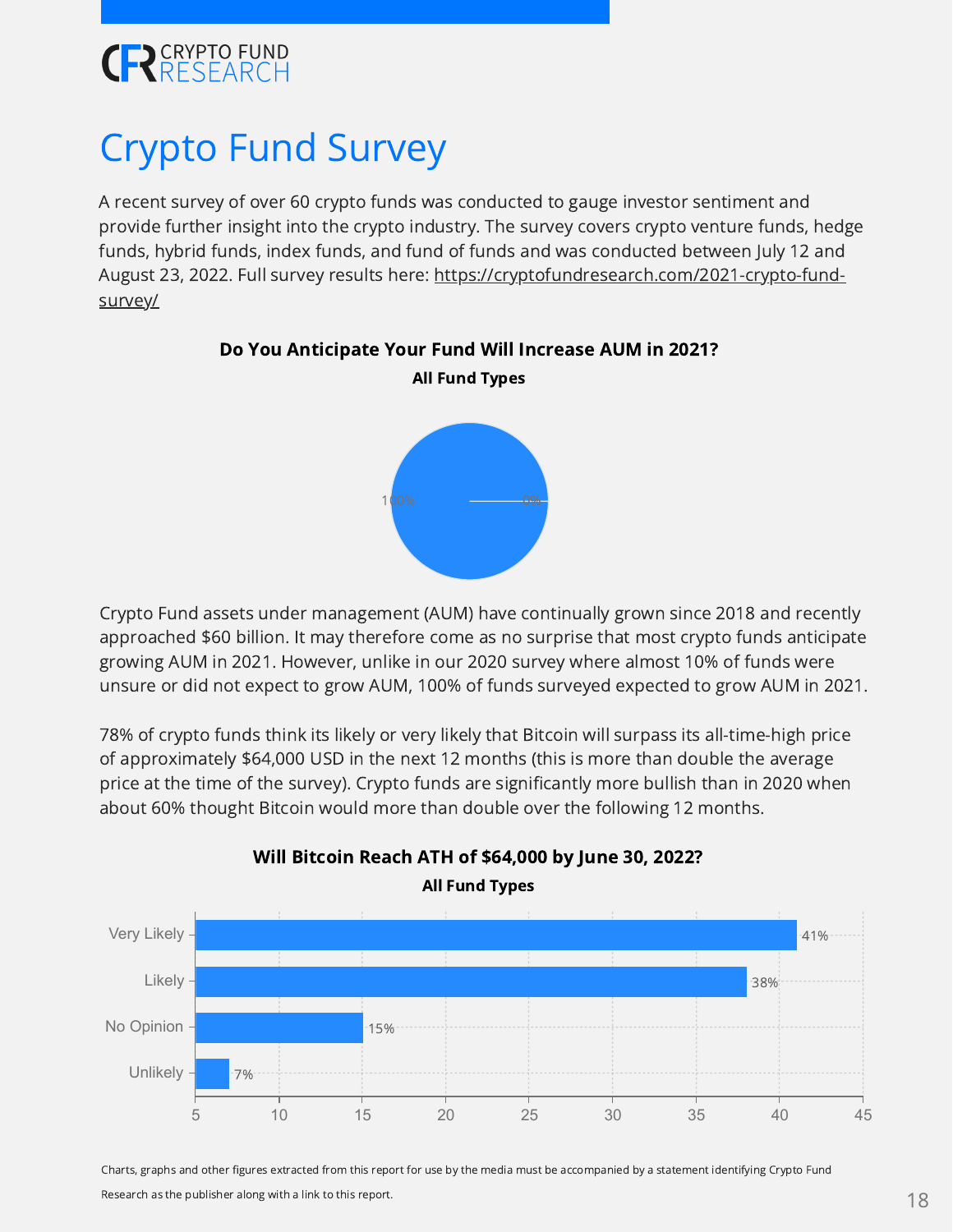# Crypto Fund Survey

A recent survey of over 60 crypto funds was conducted to gauge investor sentiment and provide further insight into the crypto industry. The survey covers crypto venture funds, hedge funds, hybrid funds, index funds, and fund of funds and was conducted between July 12 and August 23, 2022. Full survey results here: https://cryptofundresearch.com/2021-crypto-fund-survey/

**Do You Anticipate Your Fund Will Increase AUM in 2021?**

**All Fund Types**

| Response | Percentage |
| --- | --- |
| Yes | 100% |
| No | 0% |

Crypto Fund assets under management (AUM) have continually grown since 2018 and recently approached $60 billion. It may therefore come as no surprise that most crypto funds anticipate growing AUM in 2021. However, unlike in our 2020 survey where almost 10% of funds were unsure or did not expect to grow AUM, 100% of funds surveyed expected to grow AUM in 2021.

78% of crypto funds think its likely or very likely that Bitcoin will surpass its all-time-high price of approximately $64,000 USD in the next 12 months (this is more than double the average price at the time of the survey). Crypto funds are significantly more bullish than in 2020 when about 60% thought Bitcoin would more than double over the following 12 months.

**Will Bitcoin Reach ATH of $64,000 by June 30, 2022?**

**All Fund Types**

| Response | Percentage |
| --- | --- |
| Very Likely | 41% |
| Likely | 38% |
| No Opinion | 15% |
| Unlikely | 7% |

Charts, graphs and other figures extracted from this report for use by the media must be accompanied by a statement identifying Crypto Fund Research as the publisher along with a link to this report.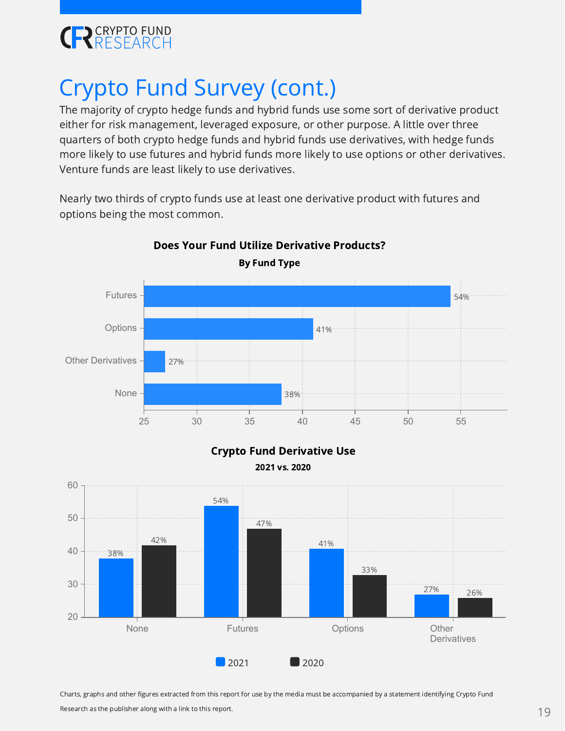# Crypto Fund Survey (cont.)

The majority of crypto hedge funds and hybrid funds use some sort of derivative product either for risk management, leveraged exposure, or other purpose. A little over three quarters of both crypto hedge funds and hybrid funds use derivatives, with hedge funds more likely to use futures and hybrid funds more likely to use options or other derivatives. Venture funds are least likely to use derivatives.

Nearly two thirds of crypto funds use at least one derivative product with futures and options being the most common.

**Does Your Fund Utilize Derivative Products?**

**By Fund Type**

| Derivative Product | % |
|---|---|
| Futures | 54% |
| Options | 41% |
| Other Derivatives | 27% |
| None | 38% |

**Crypto Fund Derivative Use**

**2021 vs. 2020**

| | 2021 | 2020 |
|---|---|---|
| None | 38% | 42% |
| Futures | 54% | 47% |
| Options | 41% | 33% |
| Other Derivatives | 27% | 26% |

Charts, graphs and other figures extracted from this report for use by the media must be accompanied by a statement identifying Crypto Fund Research as the publisher along with a link to this report.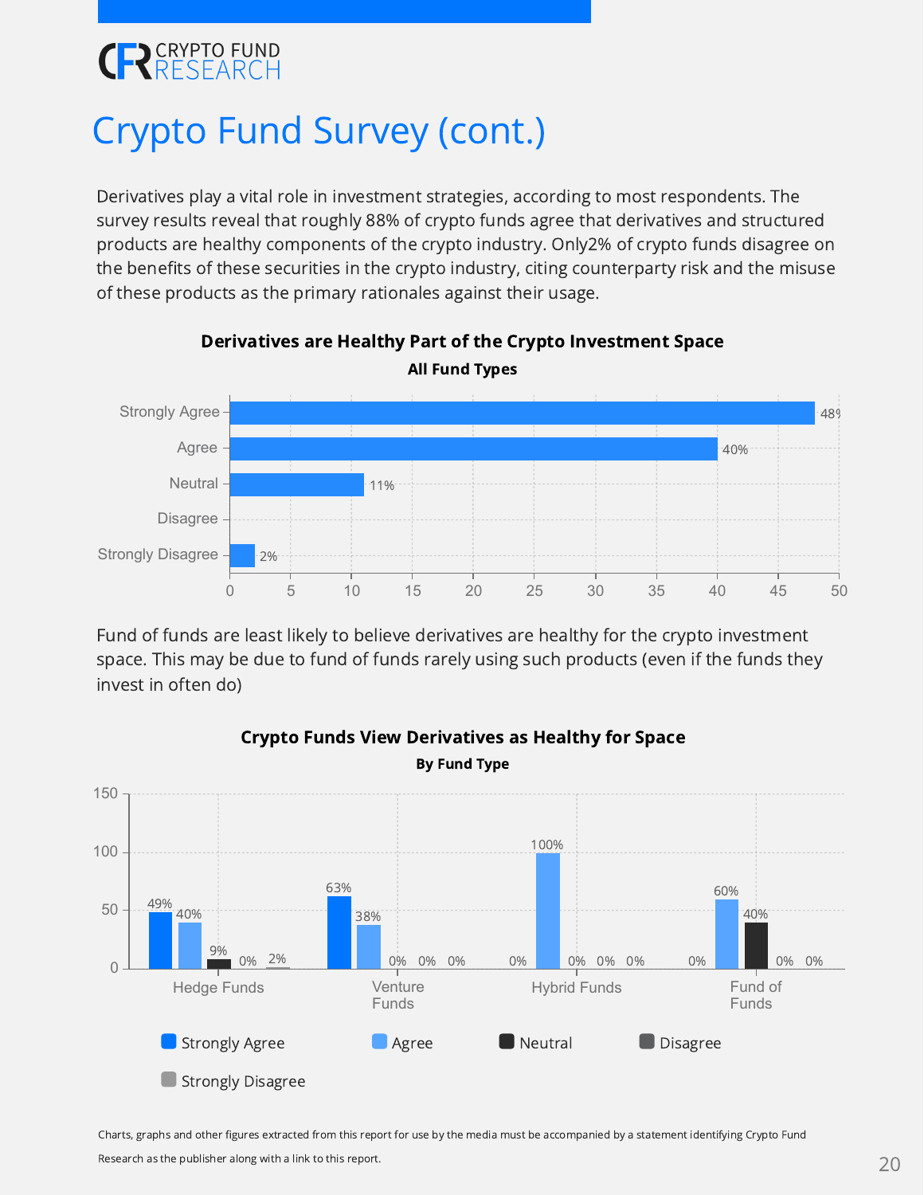# Crypto Fund Survey (cont.)

Derivatives play a vital role in investment strategies, according to most respondents. The survey results reveal that roughly 88% of crypto funds agree that derivatives and structured products are healthy components of the crypto industry. Only2% of crypto funds disagree on the benefits of these securities in the crypto industry, citing counterparty risk and the misuse of these products as the primary rationales against their usage.

**Derivatives are Healthy Part of the Crypto Investment Space**

**All Fund Types**

| Response | % |
|---|---|
| Strongly Agree | 48% |
| Agree | 40% |
| Neutral | 11% |
| Disagree | |
| Strongly Disagree | 2% |

Fund of funds are least likely to believe derivatives are healthy for the crypto investment space. This may be due to fund of funds rarely using such products (even if the funds they invest in often do)

**Crypto Funds View Derivatives as Healthy for Space**

**By Fund Type**

| Fund Type | Strongly Agree | Agree | Neutral | Disagree | Strongly Disagree |
|---|---|---|---|---|---|
| Hedge Funds | 49% | 40% | 9% | 0% | 2% |
| Venture Funds | 63% | 38% | 0% | 0% | 0% |
| Hybrid Funds | 0% | 100% | 0% | 0% | 0% |
| Fund of Funds | 0% | 60% | 40% | 0% | 0% |

Charts, graphs and other figures extracted from this report for use by the media must be accompanied by a statement identifying Crypto Fund Research as the publisher along with a link to this report.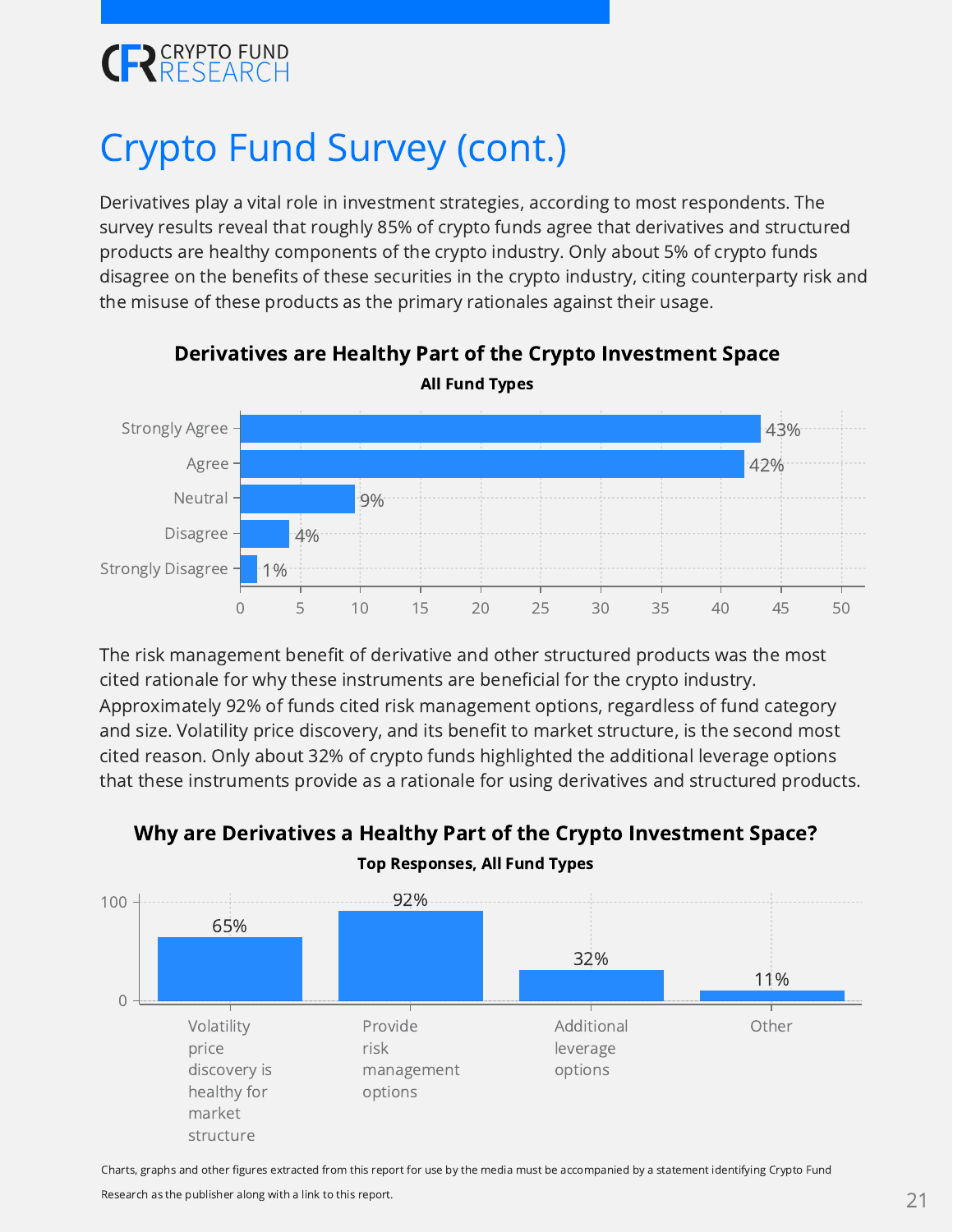# Crypto Fund Survey (cont.)

Derivatives play a vital role in investment strategies, according to most respondents. The survey results reveal that roughly 85% of crypto funds agree that derivatives and structured products are healthy components of the crypto industry. Only about 5% of crypto funds disagree on the benefits of these securities in the crypto industry, citing counterparty risk and the misuse of these products as the primary rationales against their usage.

**Derivatives are Healthy Part of the Crypto Investment Space**

**All Fund Types**

| Response | Percentage |
| --- | --- |
| Strongly Agree | 43% |
| Agree | 42% |
| Neutral | 9% |
| Disagree | 4% |
| Strongly Disagree | 1% |

The risk management benefit of derivative and other structured products was the most cited rationale for why these instruments are beneficial for the crypto industry. Approximately 92% of funds cited risk management options, regardless of fund category and size. Volatility price discovery, and its benefit to market structure, is the second most cited reason. Only about 32% of crypto funds highlighted the additional leverage options that these instruments provide as a rationale for using derivatives and structured products.

**Why are Derivatives a Healthy Part of the Crypto Investment Space?**

**Top Responses, All Fund Types**

| Response | Percentage |
| --- | --- |
| Volatility price discovery is healthy for market structure | 65% |
| Provide risk management options | 92% |
| Additional leverage options | 32% |
| Other | 11% |

Charts, graphs and other figures extracted from this report for use by the media must be accompanied by a statement identifying Crypto Fund Research as the publisher along with a link to this report.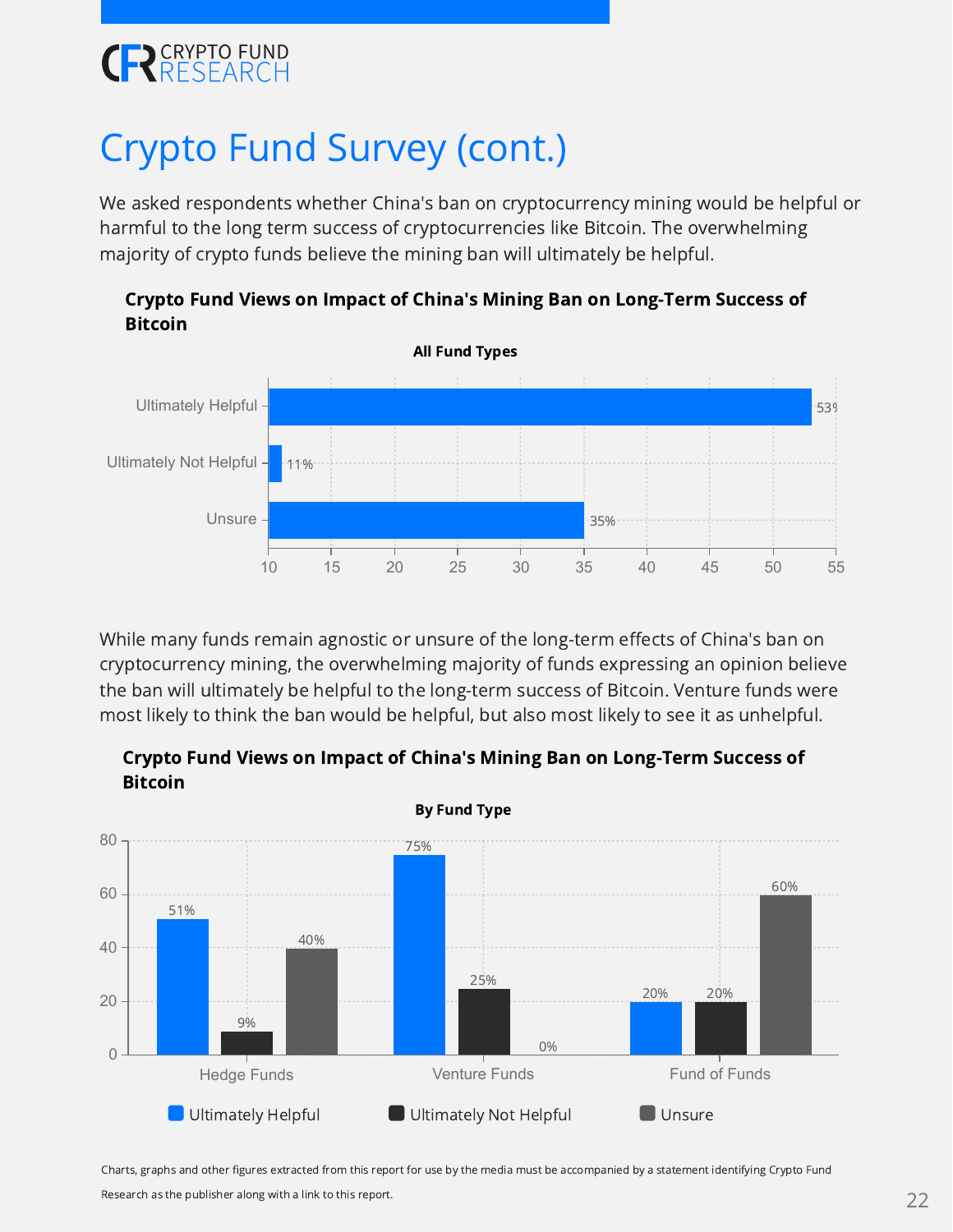# Crypto Fund Survey (cont.)

We asked respondents whether China's ban on cryptocurrency mining would be helpful or harmful to the long term success of cryptocurrencies like Bitcoin. The overwhelming majority of crypto funds believe the mining ban will ultimately be helpful.

**Crypto Fund Views on Impact of China's Mining Ban on Long-Term Success of Bitcoin**

**All Fund Types**

| Response | % |
| --- | --- |
| Ultimately Helpful | 53% |
| Ultimately Not Helpful | 11% |
| Unsure | 35% |

While many funds remain agnostic or unsure of the long-term effects of China's ban on cryptocurrency mining, the overwhelming majority of funds expressing an opinion believe the ban will ultimately be helpful to the long-term success of Bitcoin. Venture funds were most likely to think the ban would be helpful, but also most likely to see it as unhelpful.

**Crypto Fund Views on Impact of China's Mining Ban on Long-Term Success of Bitcoin**

**By Fund Type**

| Fund Type | Ultimately Helpful | Ultimately Not Helpful | Unsure |
| --- | --- | --- | --- |
| Hedge Funds | 51% | 9% | 40% |
| Venture Funds | 75% | 25% | 0% |
| Fund of Funds | 20% | 20% | 60% |

Charts, graphs and other figures extracted from this report for use by the media must be accompanied by a statement identifying Crypto Fund Research as the publisher along with a link to this report.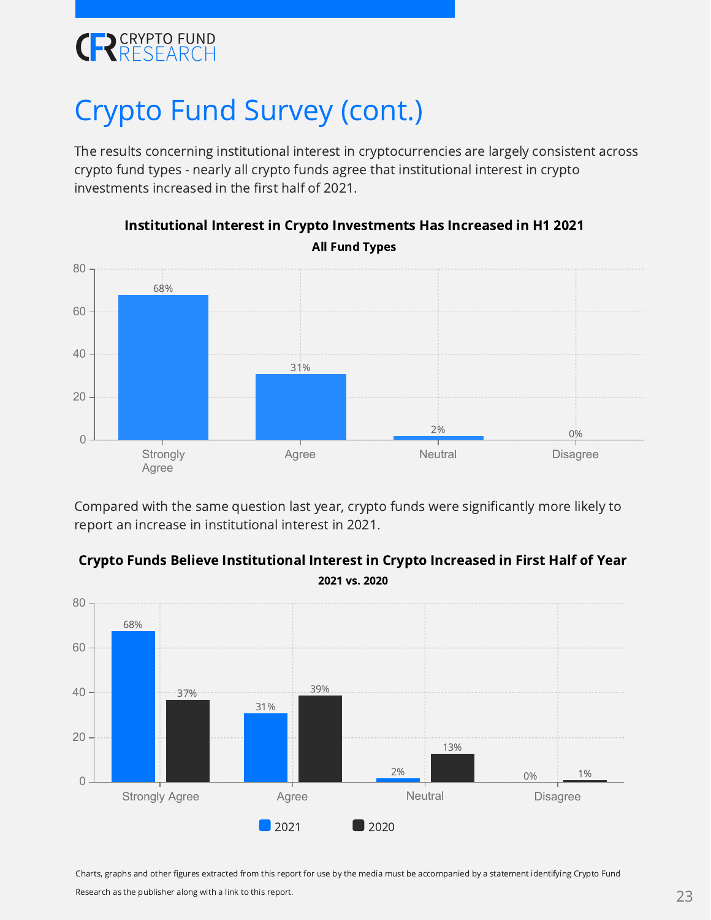# Crypto Fund Survey (cont.)

The results concerning institutional interest in cryptocurrencies are largely consistent across crypto fund types - nearly all crypto funds agree that institutional interest in crypto investments increased in the first half of 2021.

**Institutional Interest in Crypto Investments Has Increased in H1 2021**

**All Fund Types**

| Response | Percentage |
|---|---|
| Strongly Agree | 68% |
| Agree | 31% |
| Neutral | 2% |
| Disagree | 0% |

Compared with the same question last year, crypto funds were significantly more likely to report an increase in institutional interest in 2021.

**Crypto Funds Believe Institutional Interest in Crypto Increased in First Half of Year**

**2021 vs. 2020**

| Response | 2021 | 2020 |
|---|---|---|
| Strongly Agree | 68% | 37% |
| Agree | 31% | 39% |
| Neutral | 2% | 13% |
| Disagree | 0% | 1% |

Charts, graphs and other figures extracted from this report for use by the media must be accompanied by a statement identifying Crypto Fund Research as the publisher along with a link to this report.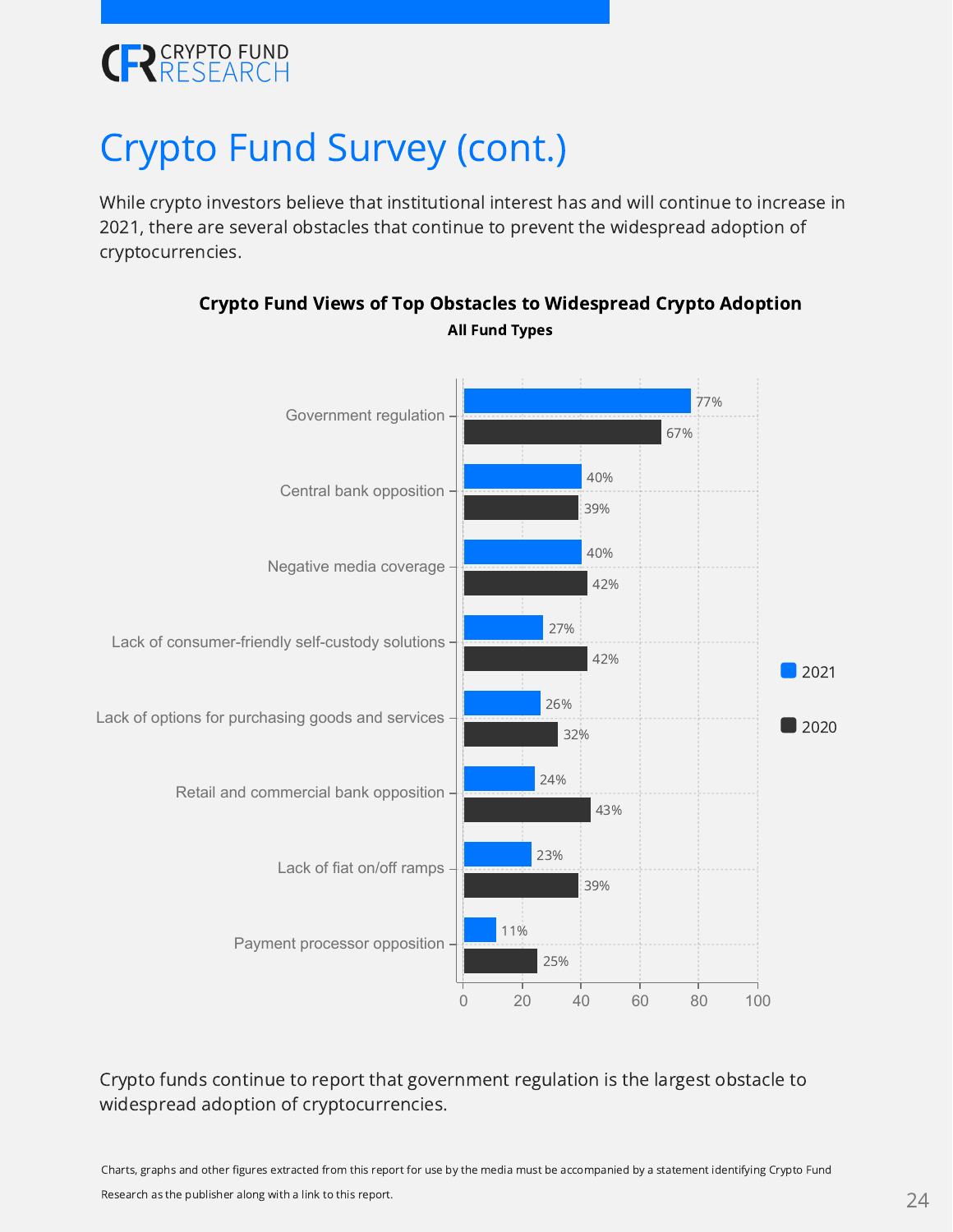# Crypto Fund Survey (cont.)

While crypto investors believe that institutional interest has and will continue to increase in 2021, there are several obstacles that continue to prevent the widespread adoption of cryptocurrencies.

**Crypto Fund Views of Top Obstacles to Widespread Crypto Adoption**

**All Fund Types**

| Obstacle | 2021 | 2020 |
| --- | --- | --- |
| Government regulation | 77% | 67% |
| Central bank opposition | 40% | 39% |
| Negative media coverage | 40% | 42% |
| Lack of consumer-friendly self-custody solutions | 27% | 42% |
| Lack of options for purchasing goods and services | 26% | 32% |
| Retail and commercial bank opposition | 24% | 43% |
| Lack of fiat on/off ramps | 23% | 39% |
| Payment processor opposition | 11% | 25% |

Crypto funds continue to report that government regulation is the largest obstacle to widespread adoption of cryptocurrencies.

Charts, graphs and other figures extracted from this report for use by the media must be accompanied by a statement identifying Crypto Fund Research as the publisher along with a link to this report.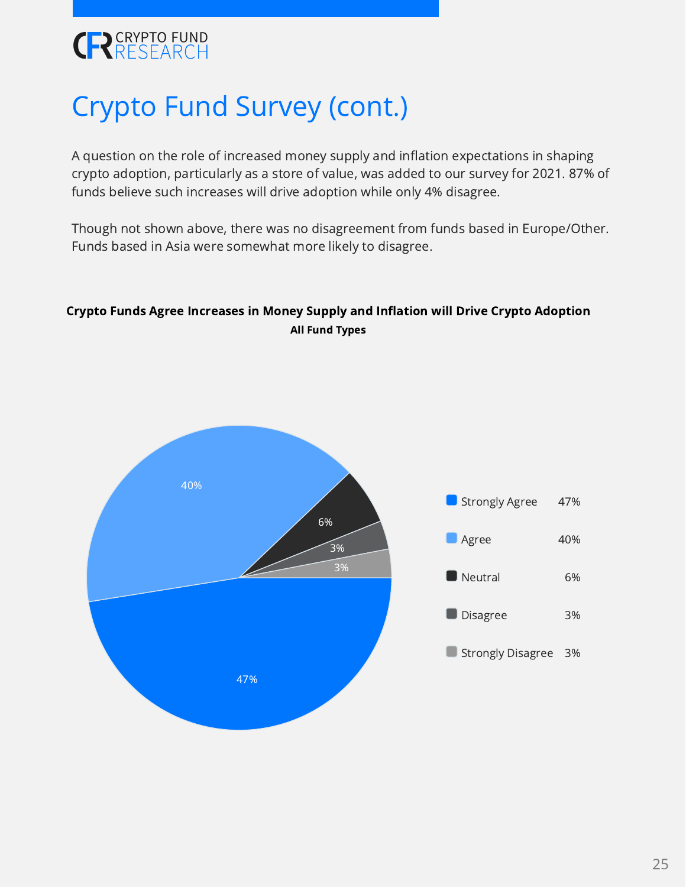# Crypto Fund Survey (cont.)

A question on the role of increased money supply and inflation expectations in shaping crypto adoption, particularly as a store of value, was added to our survey for 2021. 87% of funds believe such increases will drive adoption while only 4% disagree.

Though not shown above, there was no disagreement from funds based in Europe/Other. Funds based in Asia were somewhat more likely to disagree.

**Crypto Funds Agree Increases in Money Supply and Inflation will Drive Crypto Adoption**

**All Fund Types**

| Response | Share |
| --- | --- |
| Strongly Agree | 47% |
| Agree | 40% |
| Neutral | 6% |
| Disagree | 3% |
| Strongly Disagree | 3% |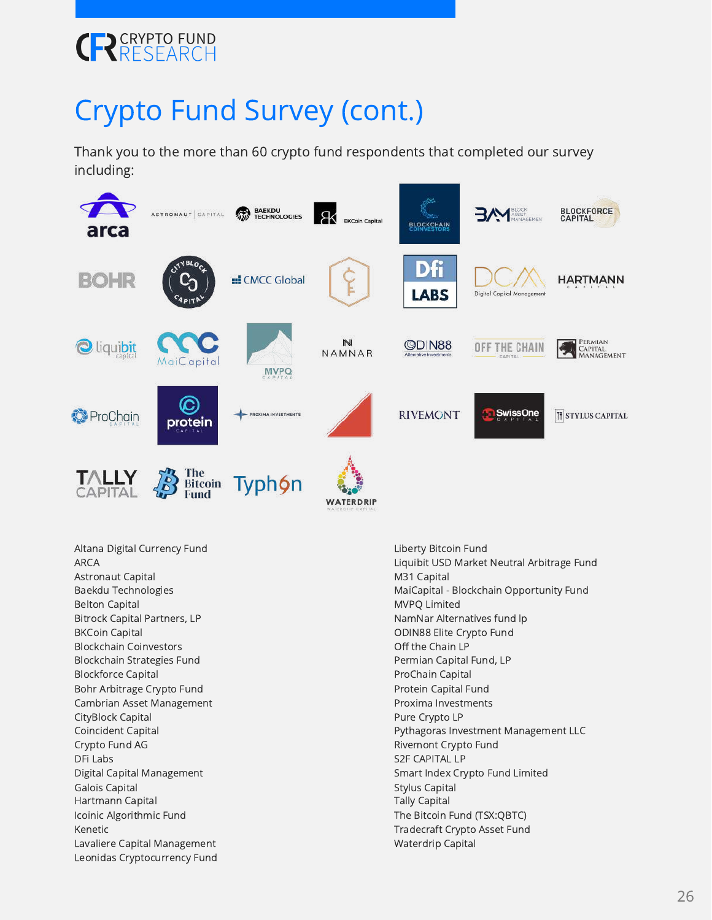# Crypto Fund Survey (cont.)

Thank you to the more than 60 crypto fund respondents that completed our survey including:

Altana Digital Currency Fund
ARCA
Astronaut Capital
Baekdu Technologies
Belton Capital
Bitrock Capital Partners, LP
BKCoin Capital
Blockchain Coinvestors
Blockchain Strategies Fund
Blockforce Capital
Bohr Arbitrage Crypto Fund
Cambrian Asset Management
CityBlock Capital
Coincident Capital
Crypto Fund AG
DFi Labs
Digital Capital Management
Galois Capital
Hartmann Capital
Icoinic Algorithmic Fund
Kenetic
Lavaliere Capital Management
Leonidas Cryptocurrency Fund
Liberty Bitcoin Fund
Liquibit USD Market Neutral Arbitrage Fund
M31 Capital
MaiCapital - Blockchain Opportunity Fund
MVPQ Limited
NamNar Alternatives fund lp
ODIN88 Elite Crypto Fund
Off the Chain LP
Permian Capital Fund, LP
ProChain Capital
Protein Capital Fund
Proxima Investments
Pure Crypto LP
Pythagoras Investment Management LLC
Rivemont Crypto Fund
S2F CAPITAL LP
Smart Index Crypto Fund Limited
Stylus Capital
Tally Capital
The Bitcoin Fund (TSX:QBTC)
Tradecraft Crypto Asset Fund
Waterdrip Capital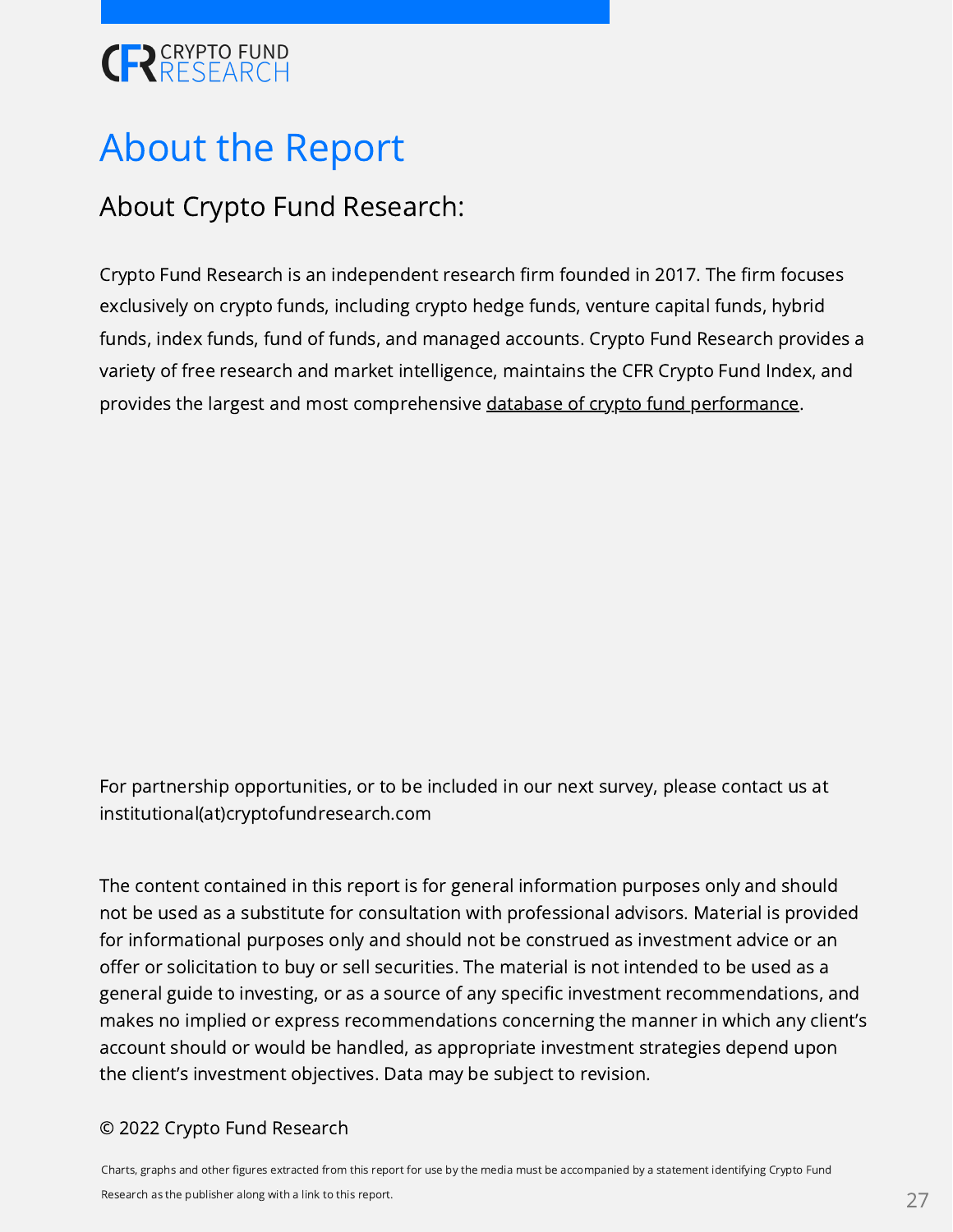# About the Report

## About Crypto Fund Research:

Crypto Fund Research is an independent research firm founded in 2017. The firm focuses exclusively on crypto funds, including crypto hedge funds, venture capital funds, hybrid funds, index funds, fund of funds, and managed accounts. Crypto Fund Research provides a variety of free research and market intelligence, maintains the CFR Crypto Fund Index, and provides the largest and most comprehensive database of crypto fund performance.

For partnership opportunities, or to be included in our next survey, please contact us at institutional(at)cryptofundresearch.com

The content contained in this report is for general information purposes only and should not be used as a substitute for consultation with professional advisors. Material is provided for informational purposes only and should not be construed as investment advice or an offer or solicitation to buy or sell securities. The material is not intended to be used as a general guide to investing, or as a source of any specific investment recommendations, and makes no implied or express recommendations concerning the manner in which any client's account should or would be handled, as appropriate investment strategies depend upon the client's investment objectives. Data may be subject to revision.

© 2022 Crypto Fund Research

Charts, graphs and other figures extracted from this report for use by the media must be accompanied by a statement identifying Crypto Fund Research as the publisher along with a link to this report.